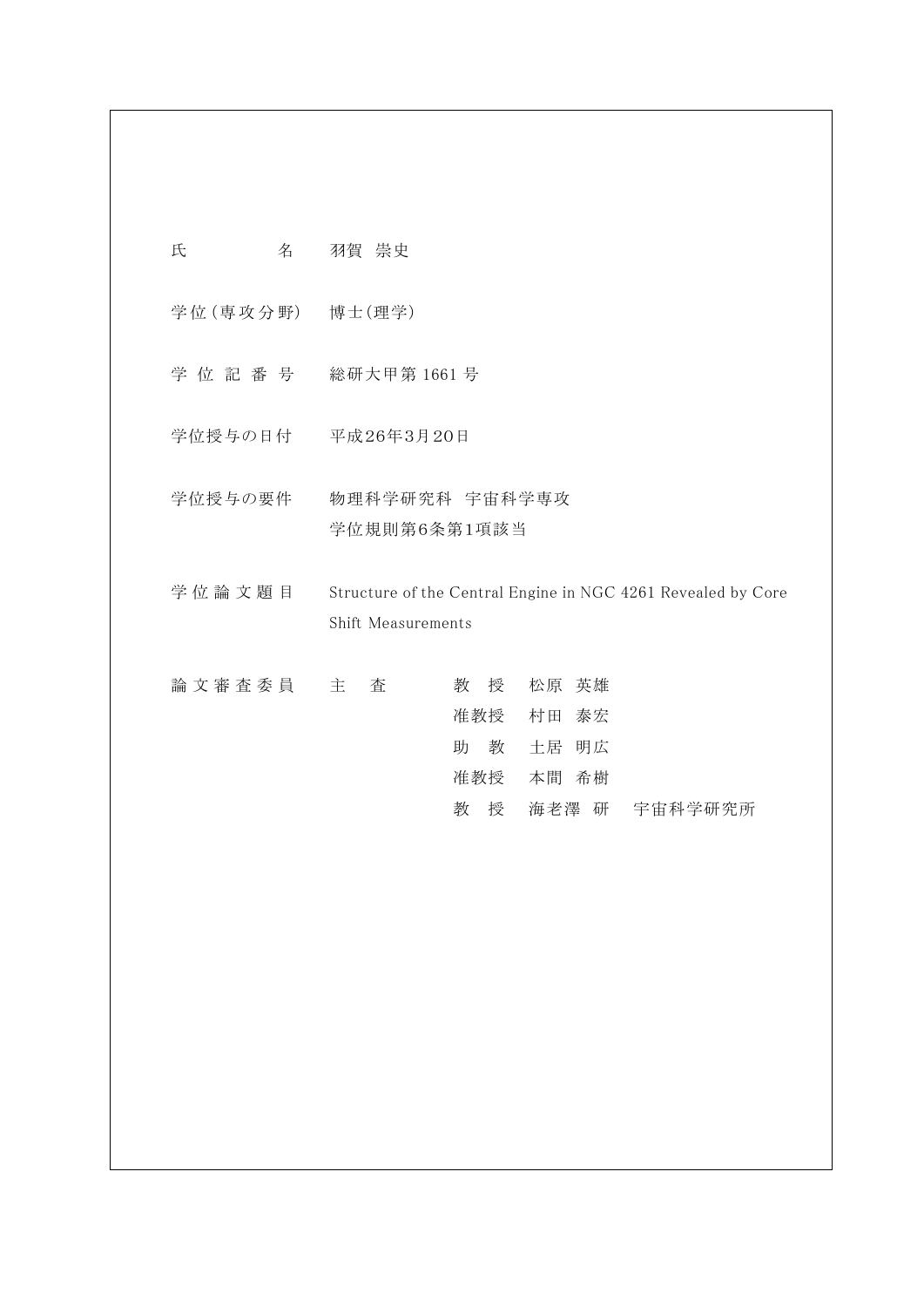| | | | | |
|---|---|---|---|---|
| 氏　　　　名 | 羽賀　崇史 | | | |
| 学位(専攻分野) | 博士(理学) | | | |
| 学 位 記 番 号 | 総研大甲第 1661 号 | | | |
| 学位授与の日付 | 平成26年3月20日 | | | |
| 学位授与の要件 | 物理科学研究科　宇宙科学専攻<br>学位規則第6条第1項該当 | | | |
| 学 位 論 文 題 目 | Structure of the Central Engine in NGC 4261 Revealed by Core Shift Measurements | | | |
| 論 文 審 査 委 員 | 主　査 | 教　授 | 松原　英雄 | |
| | | 准教授 | 村田　泰宏 | |
| | | 助　教 | 土居　明広 | |
| | | 准教授 | 本間　希樹 | |
| | | 教　授 | 海老澤　研 | 宇宙科学研究所 |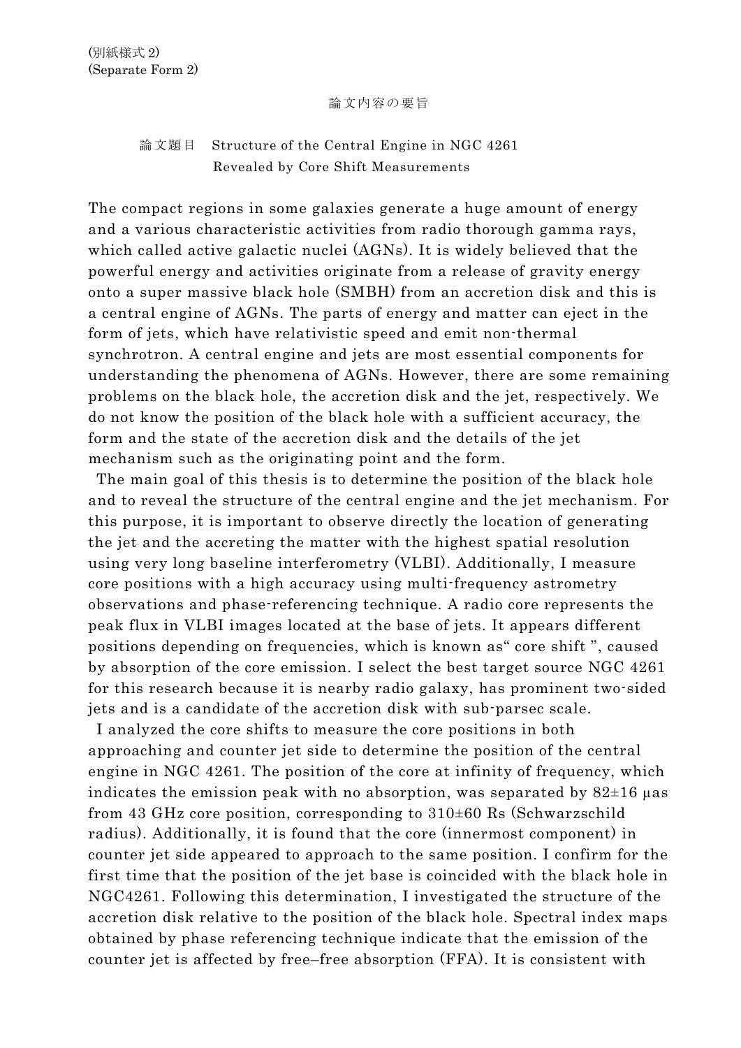(別紙様式 2)
(Separate Form 2)

論文内容の要旨

論文題目　Structure of the Central Engine in NGC 4261 Revealed by Core Shift Measurements

The compact regions in some galaxies generate a huge amount of energy and a various characteristic activities from radio thorough gamma rays, which called active galactic nuclei (AGNs). It is widely believed that the powerful energy and activities originate from a release of gravity energy onto a super massive black hole (SMBH) from an accretion disk and this is a central engine of AGNs. The parts of energy and matter can eject in the form of jets, which have relativistic speed and emit non-thermal synchrotron. A central engine and jets are most essential components for understanding the phenomena of AGNs. However, there are some remaining problems on the black hole, the accretion disk and the jet, respectively. We do not know the position of the black hole with a sufficient accuracy, the form and the state of the accretion disk and the details of the jet mechanism such as the originating point and the form.

The main goal of this thesis is to determine the position of the black hole and to reveal the structure of the central engine and the jet mechanism. For this purpose, it is important to observe directly the location of generating the jet and the accreting the matter with the highest spatial resolution using very long baseline interferometry (VLBI). Additionally, I measure core positions with a high accuracy using multi-frequency astrometry observations and phase-referencing technique. A radio core represents the peak flux in VLBI images located at the base of jets. It appears different positions depending on frequencies, which is known as" core shift ", caused by absorption of the core emission. I select the best target source NGC 4261 for this research because it is nearby radio galaxy, has prominent two-sided jets and is a candidate of the accretion disk with sub-parsec scale.

I analyzed the core shifts to measure the core positions in both approaching and counter jet side to determine the position of the central engine in NGC 4261. The position of the core at infinity of frequency, which indicates the emission peak with no absorption, was separated by $82\pm16$ μas from 43 GHz core position, corresponding to $310\pm60$ Rs (Schwarzschild radius). Additionally, it is found that the core (innermost component) in counter jet side appeared to approach to the same position. I confirm for the first time that the position of the jet base is coincided with the black hole in NGC4261. Following this determination, I investigated the structure of the accretion disk relative to the position of the black hole. Spectral index maps obtained by phase referencing technique indicate that the emission of the counter jet is affected by free–free absorption (FFA). It is consistent with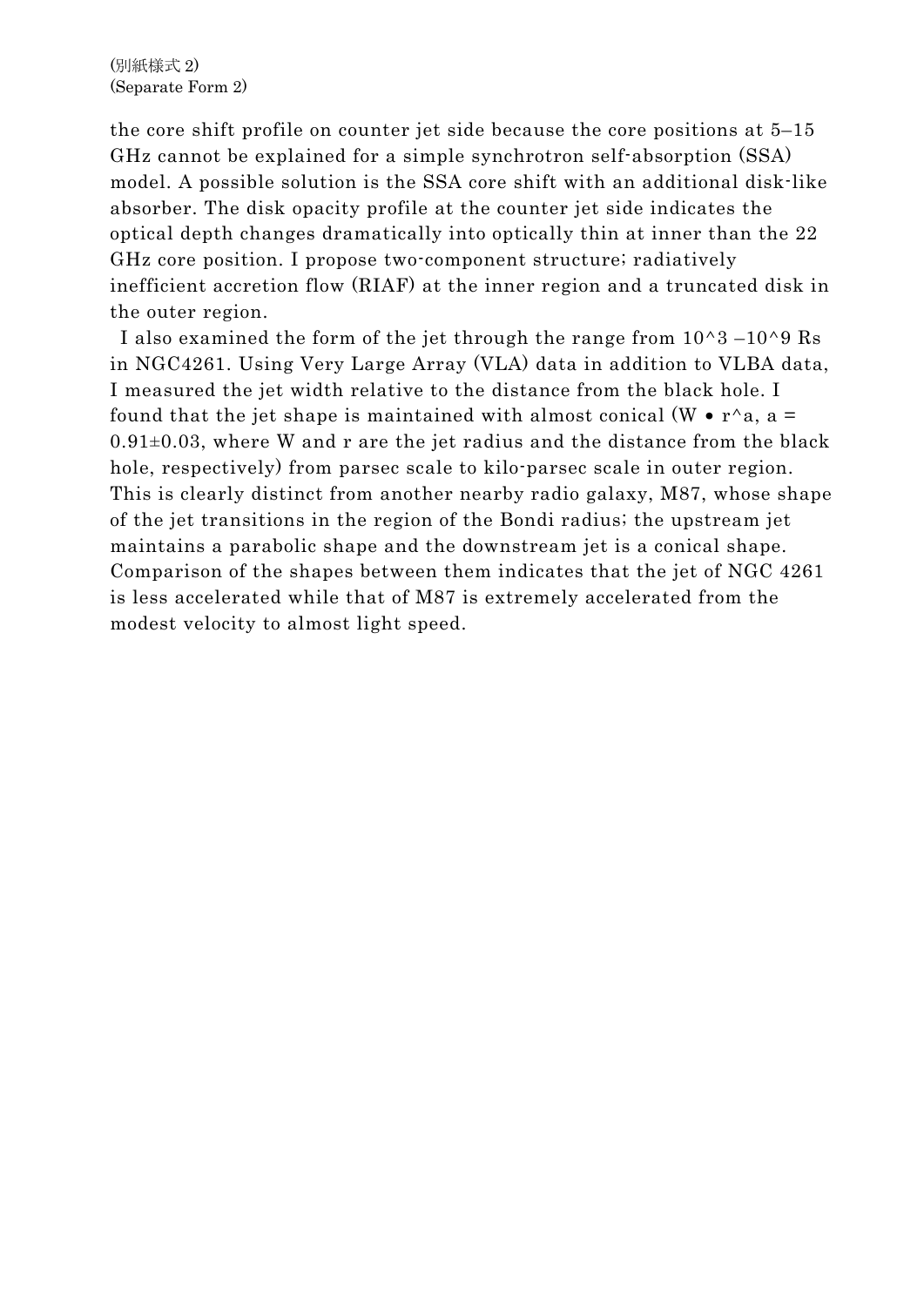the core shift profile on counter jet side because the core positions at 5–15 GHz cannot be explained for a simple synchrotron self-absorption (SSA) model. A possible solution is the SSA core shift with an additional disk-like absorber. The disk opacity profile at the counter jet side indicates the optical depth changes dramatically into optically thin at inner than the 22 GHz core position. I propose two-component structure; radiatively inefficient accretion flow (RIAF) at the inner region and a truncated disk in the outer region.

I also examined the form of the jet through the range from $10^3$ –$10^9$ Rs in NGC4261. Using Very Large Array (VLA) data in addition to VLBA data, I measured the jet width relative to the distance from the black hole. I found that the jet shape is maintained with almost conical ($W \propto r^a$, $a = 0.91 \pm 0.03$, where W and r are the jet radius and the distance from the black hole, respectively) from parsec scale to kilo-parsec scale in outer region. This is clearly distinct from another nearby radio galaxy, M87, whose shape of the jet transitions in the region of the Bondi radius; the upstream jet maintains a parabolic shape and the downstream jet is a conical shape. Comparison of the shapes between them indicates that the jet of NGC 4261 is less accelerated while that of M87 is extremely accelerated from the modest velocity to almost light speed.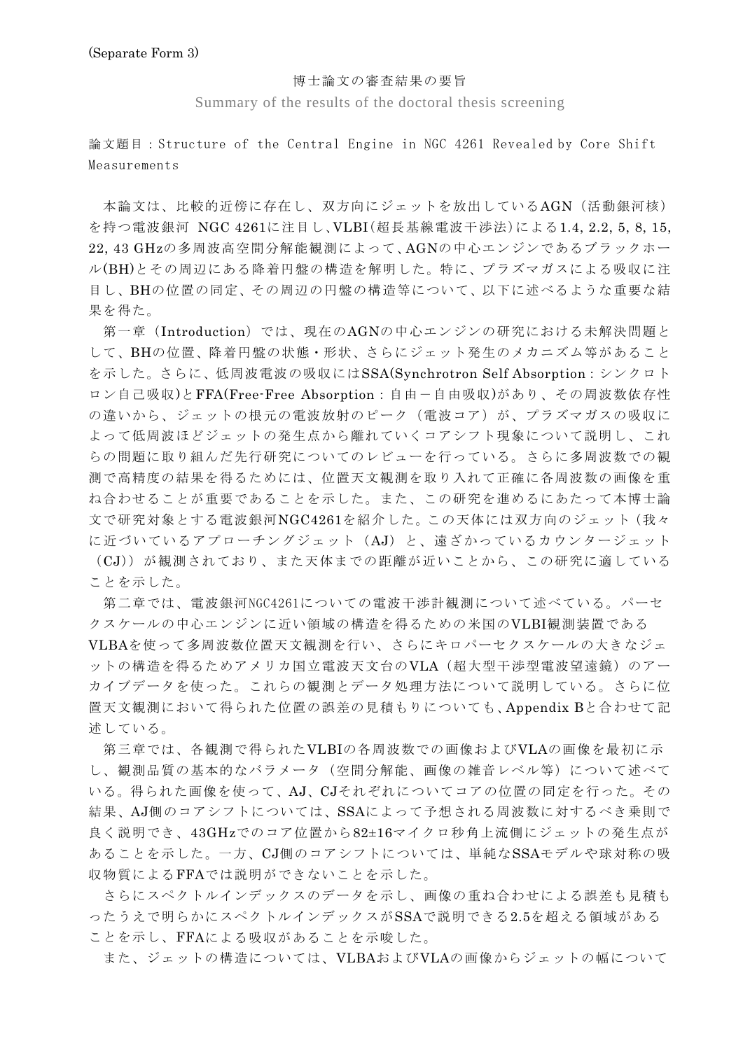(Separate Form 3)

博士論文の審査結果の要旨

Summary of the results of the doctoral thesis screening

論文題目：Structure of the Central Engine in NGC 4261 Revealed by Core Shift Measurements

本論文は、比較的近傍に存在し、双方向にジェットを放出しているAGN（活動銀河核）を持つ電波銀河 NGC 4261に注目し、VLBI(超長基線電波干渉法)による1.4, 2.2, 5, 8, 15, 22, 43 GHzの多周波高空間分解能観測によって、AGNの中心エンジンであるブラックホール(BH)とその周辺にある降着円盤の構造を解明した。特に、プラズマガスによる吸収に注目し、BHの位置の同定、その周辺の円盤の構造等について、以下に述べるような重要な結果を得た。

第一章（Introduction）では、現在のAGNの中心エンジンの研究における未解決問題として、BHの位置、降着円盤の状態・形状、さらにジェット発生のメカニズム等があることを示した。さらに、低周波電波の吸収にはSSA(Synchrotron Self Absorption：シンクロトロン自己吸収)とFFA(Free-Free Absorption：自由－自由吸収)があり、その周波数依存性の違いから、ジェットの根元の電波放射のピーク（電波コア）が、プラズマガスの吸収によって低周波ほどジェットの発生点から離れていくコアシフト現象について説明し、これらの問題に取り組んだ先行研究についてのレビューを行っている。さらに多周波数での観測で高精度の結果を得るためには、位置天文観測を取り入れて正確に各周波数の画像を重ね合わせることが重要であることを示した。また、この研究を進めるにあたって本博士論文で研究対象とする電波銀河NGC4261を紹介した。この天体には双方向のジェット（我々に近づいているアプローチングジェット（AJ）と、遠ざかっているカウンタージェット（CJ））が観測されており、また天体までの距離が近いことから、この研究に適していることを示した。

第二章では、電波銀河NGC4261についての電波干渉計観測について述べている。パーセクスケールの中心エンジンに近い領域の構造を得るための米国のVLBI観測装置であるVLBAを使って多周波数位置天文観測を行い、さらにキロパーセクスケールの大きなジェットの構造を得るためアメリカ国立電波天文台のVLA（超大型干渉型電波望遠鏡）のアーカイブデータを使った。これらの観測とデータ処理方法について説明している。さらに位置天文観測において得られた位置の誤差の見積もりについても、Appendix Bと合わせて記述している。

第三章では、各観測で得られたVLBIの各周波数での画像およびVLAの画像を最初に示し、観測品質の基本的なパラメータ（空間分解能、画像の雑音レベル等）について述べている。得られた画像を使って、AJ、CJそれぞれについてコアの位置の同定を行った。その結果、AJ側のコアシフトについては、SSAによって予想される周波数に対するべき乗則で良く説明でき、43GHzでのコア位置から82±16マイクロ秒角上流側にジェットの発生点があることを示した。一方、CJ側のコアシフトについては、単純なSSAモデルや球対称の吸収物質によるFFAでは説明ができないことを示した。

さらにスペクトルインデックスのデータを示し、画像の重ね合わせによる誤差も見積もったうえで明らかにスペクトルインデックスがSSAで説明できる2.5を超える領域があることを示し、FFAによる吸収があることを示唆した。

また、ジェットの構造については、VLBAおよびVLAの画像からジェットの幅について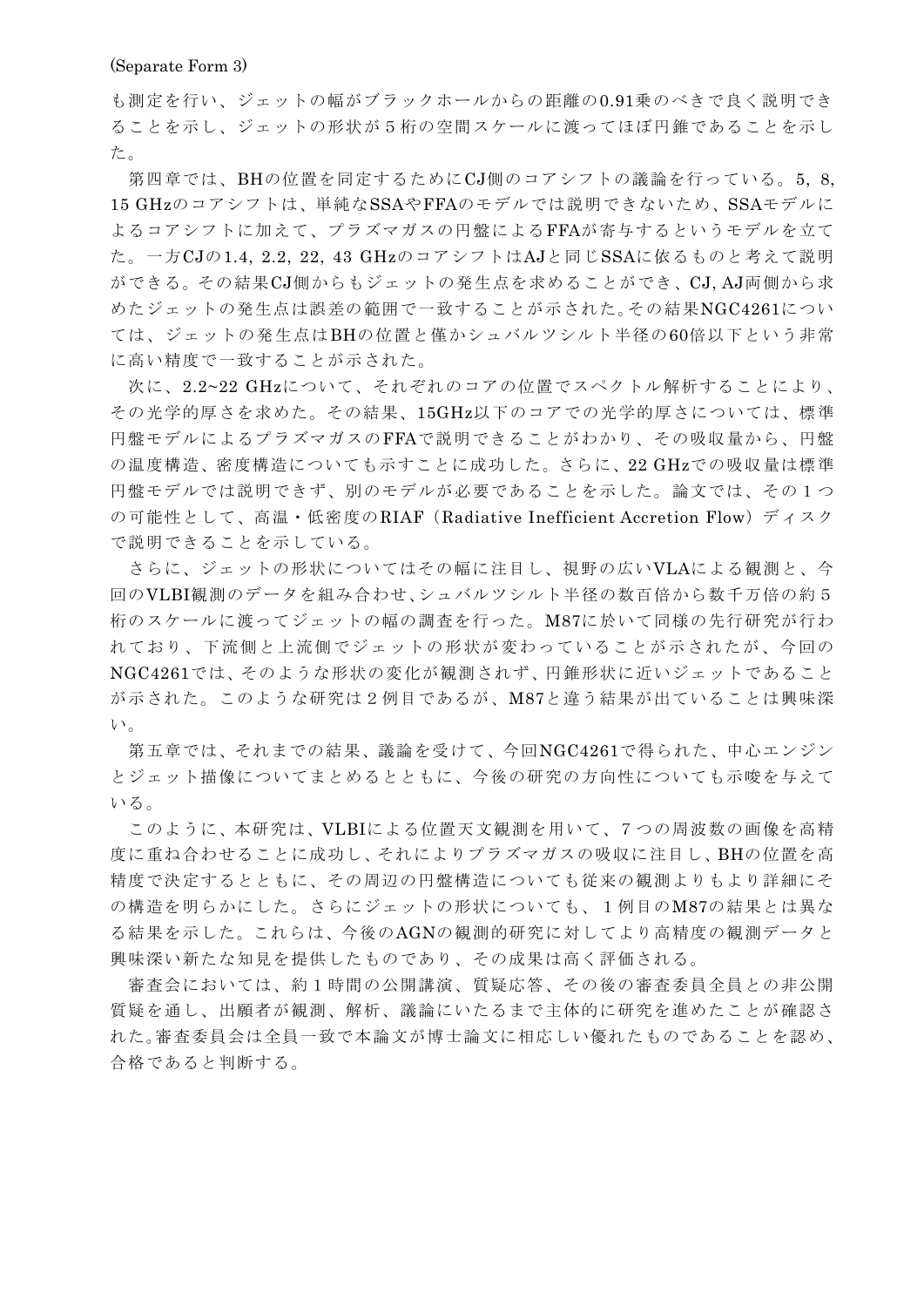(Separate Form 3)

も測定を行い、ジェットの幅がブラックホールからの距離の0.91乗のべきで良く説明できることを示し、ジェットの形状が５桁の空間スケールに渡ってほぼ円錐であることを示した。

第四章では、BHの位置を同定するためにCJ側のコアシフトの議論を行っている。5, 8, 15 GHzのコアシフトは、単純なSSAやFFAのモデルでは説明できないため、SSAモデルによるコアシフトに加えて、プラズマガスの円盤によるFFAが寄与するというモデルを立てた。一方CJの1.4, 2.2, 22, 43 GHzのコアシフトはAJと同じSSAに依るものと考えて説明ができる。その結果CJ側からもジェットの発生点を求めることができ、CJ, AJ両側から求めたジェットの発生点は誤差の範囲で一致することが示された。その結果NGC4261については、ジェットの発生点はBHの位置と僅かシュバルツシルト半径の60倍以下という非常に高い精度で一致することが示された。

次に、2.2~22 GHzについて、それぞれのコアの位置でスペクトル解析することにより、その光学的厚さを求めた。その結果、15GHz以下のコアでの光学的厚さについては、標準円盤モデルによるプラズマガスのFFAで説明できることがわかり、その吸収量から、円盤の温度構造、密度構造についても示すことに成功した。さらに、22 GHzでの吸収量は標準円盤モデルでは説明できず、別のモデルが必要であることを示した。論文では、その１つの可能性として、高温・低密度のRIAF（Radiative Inefficient Accretion Flow）ディスクで説明できることを示している。

さらに、ジェットの形状についてはその幅に注目し、視野の広いVLAによる観測と、今回のVLBI観測のデータを組み合わせ、シュバルツシルト半径の数百倍から数千万倍の約５桁のスケールに渡ってジェットの幅の調査を行った。M87に於いて同様の先行研究が行われており、下流側と上流側でジェットの形状が変わっていることが示されたが、今回のNGC4261では、そのような形状の変化が観測されず、円錐形状に近いジェットであることが示された。このような研究は２例目であるが、M87と違う結果が出ていることは興味深い。

第五章では、それまでの結果、議論を受けて、今回NGC4261で得られた、中心エンジンとジェット描像についてまとめるとともに、今後の研究の方向性についても示唆を与えている。

このように、本研究は、VLBIによる位置天文観測を用いて、７つの周波数の画像を高精度に重ね合わせることに成功し、それによりプラズマガスの吸収に注目し、BHの位置を高精度で決定するとともに、その周辺の円盤構造についても従来の観測よりもより詳細にその構造を明らかにした。さらにジェットの形状についても、１例目のM87の結果とは異なる結果を示した。これらは、今後のAGNの観測的研究に対してより高精度の観測データと興味深い新たな知見を提供したものであり、その成果は高く評価される。

審査会においては、約１時間の公開講演、質疑応答、その後の審査委員全員との非公開質疑を通し、出願者が観測、解析、議論にいたるまで主体的に研究を進めたことが確認された。審査委員会は全員一致で本論文が博士論文に相応しい優れたものであることを認め、合格であると判断する。